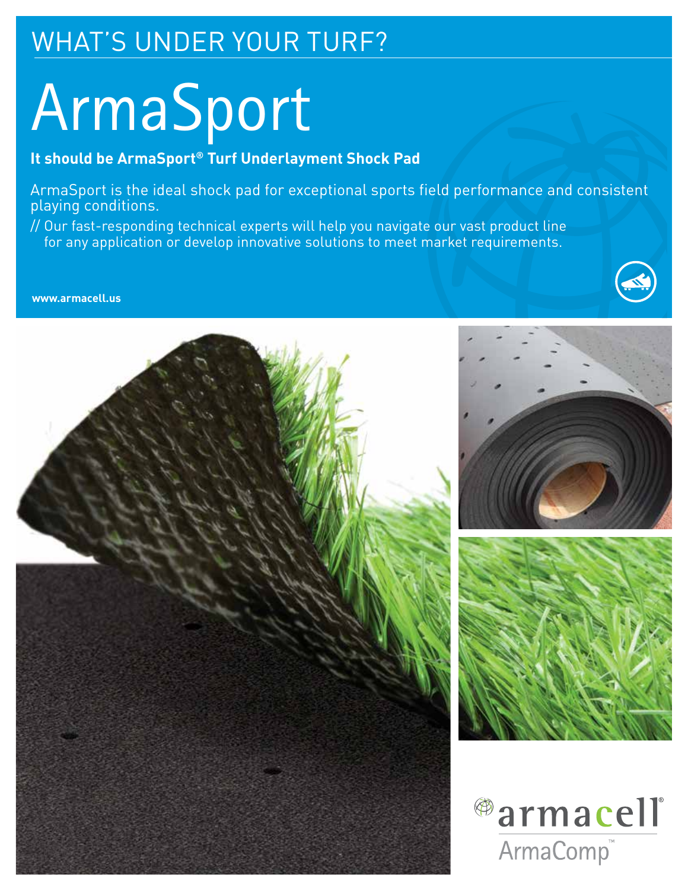# WHAT'S UNDER YOUR TURF?

# ArmaSport

**It should be ArmaSport® Turf Underlayment Shock Pad**

ArmaSport is the ideal shock pad for exceptional sports field performance and consistent playing conditions.

// Our fast-responding technical experts will help you navigate our vast product line for any application or develop innovative solutions to meet market requirements.

**www.armacell.us**

armacell®

ArmaComp™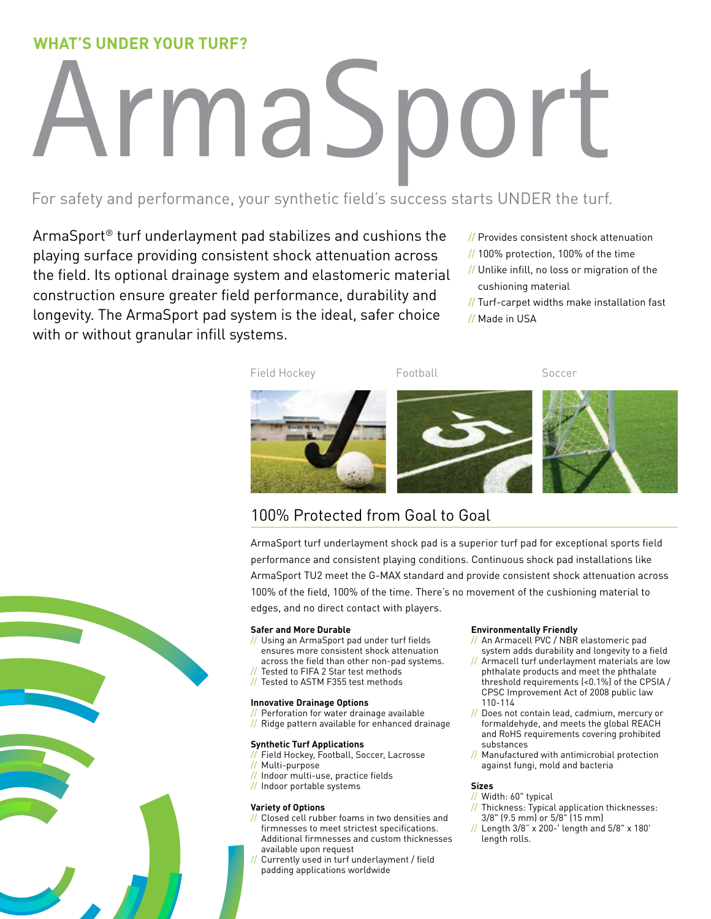**WHAT'S UNDER YOUR TURF?**

# ArmaSport

For safety and performance, your synthetic field's success starts UNDER the turf.

ArmaSport® turf underlayment pad stabilizes and cushions the playing surface providing consistent shock attenuation across the field. Its optional drainage system and elastomeric material construction ensure greater field performance, durability and longevity. The ArmaSport pad system is the ideal, safer choice with or without granular infill systems.

- // Provides consistent shock attenuation
- // 100% protection, 100% of the time
- // Unlike infill, no loss or migration of the cushioning material
- // Turf-carpet widths make installation fast
- // Made in USA

Field Hockey

Football

Soccer

## 100% Protected from Goal to Goal

ArmaSport turf underlayment shock pad is a superior turf pad for exceptional sports field performance and consistent playing conditions. Continuous shock pad installations like ArmaSport TU2 meet the G-MAX standard and provide consistent shock attenuation across 100% of the field, 100% of the time. There's no movement of the cushioning material to edges, and no direct contact with players.

**Safer and More Durable**

- // Using an ArmaSport pad under turf fields ensures more consistent shock attenuation across the field than other non-pad systems.
- // Tested to FIFA 2 Star test methods
- // Tested to ASTM F355 test methods

**Innovative Drainage Options**

- // Perforation for water drainage available
- // Ridge pattern available for enhanced drainage

**Synthetic Turf Applications**

- // Field Hockey, Football, Soccer, Lacrosse
- // Multi-purpose
- // Indoor multi-use, practice fields
- // Indoor portable systems

**Variety of Options**

- // Closed cell rubber foams in two densities and firmnesses to meet strictest specifications. Additional firmnesses and custom thicknesses available upon request
- // Currently used in turf underlayment / field padding applications worldwide

**Environmentally Friendly**

- // An Armacell PVC / NBR elastomeric pad system adds durability and longevity to a field
- // Armacell turf underlayment materials are low phthalate products and meet the phthalate threshold requirements (<0.1%) of the CPSIA / CPSC Improvement Act of 2008 public law 110-114
- // Does not contain lead, cadmium, mercury or formaldehyde, and meets the global REACH and RoHS requirements covering prohibited substances
- // Manufactured with antimicrobial protection against fungi, mold and bacteria

**Sizes**

- // Width: 60" typical
- // Thickness: Typical application thicknesses: 3/8" (9.5 mm) or 5/8" (15 mm)
- // Length 3/8" x 200-' length and 5/8" x 180' length rolls.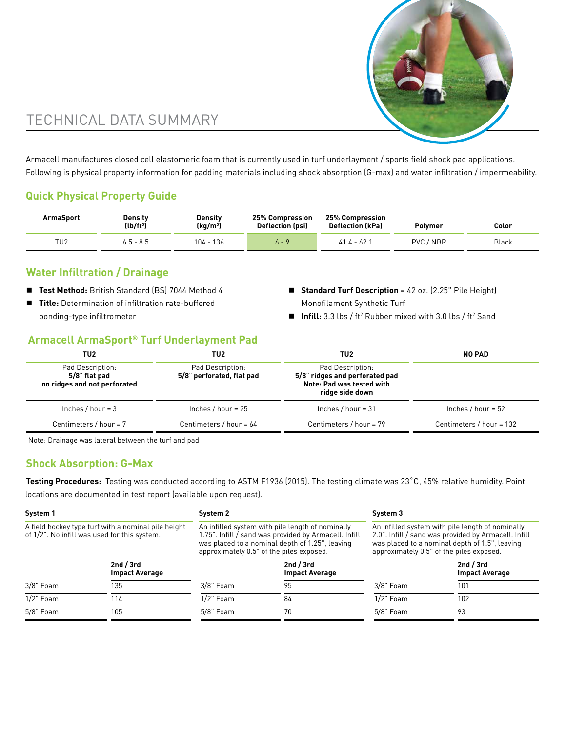# TECHNICAL DATA SUMMARY

Armacell manufactures closed cell elastomeric foam that is currently used in turf underlayment / sports field shock pad applications. Following is physical property information for padding materials including shock absorption (G-max) and water infiltration / impermeability.

## Quick Physical Property Guide

| ArmaSport | Density (lb/ft³) | Density (kg/m³) | 25% Compression Deflection (psi) | 25% Compression Deflection (kPa) | Polymer | Color |
|---|---|---|---|---|---|---|
| TU2 | 6.5 - 8.5 | 104 - 136 | 6 - 9 | 41.4 - 62.1 | PVC / NBR | Black |

## Water Infiltration / Drainage

- **Test Method:** British Standard (BS) 7044 Method 4
- **Title:** Determination of infiltration rate-buffered ponding-type infiltrometer
- **Standard Turf Description** = 42 oz. (2.25" Pile Height) Monofilament Synthetic Turf
- **Infill:** 3.3 lbs / ft² Rubber mixed with 3.0 lbs / ft² Sand

## Armacell ArmaSport® Turf Underlayment Pad

| TU2 | TU2 | TU2 | NO PAD |
|---|---|---|---|
| Pad Description: **5/8" flat pad no ridges and not perforated** | Pad Description: **5/8" perforated, flat pad** | Pad Description: **5/8" ridges and perforated pad Note: Pad was tested with ridge side down** | |
| Inches / hour = 3 | Inches / hour = 25 | Inches / hour = 31 | Inches / hour = 52 |
| Centimeters / hour = 7 | Centimeters / hour = 64 | Centimeters / hour = 79 | Centimeters / hour = 132 |

Note: Drainage was lateral between the turf and pad

## Shock Absorption: G-Max

**Testing Procedures:** Testing was conducted according to ASTM F1936 (2015). The testing climate was 23˚C, 45% relative humidity. Point locations are documented in test report (available upon request).

**System 1**

A field hockey type turf with a nominal pile height of 1/2". No infill was used for this system.

| | 2nd / 3rd Impact Average |
|---|---|
| 3/8" Foam | 135 |
| 1/2" Foam | 114 |
| 5/8" Foam | 105 |

**System 2**

An infilled system with pile length of nominally 1.75". Infill / sand was provided by Armacell. Infill was placed to a nominal depth of 1.25", leaving approximately 0.5" of the piles exposed.

| | 2nd / 3rd Impact Average |
|---|---|
| 3/8" Foam | 95 |
| 1/2" Foam | 84 |
| 5/8" Foam | 70 |

**System 3**

An infilled system with pile length of nominally 2.0". Infill / sand was provided by Armacell. Infill was placed to a nominal depth of 1.5", leaving approximately 0.5" of the piles exposed.

| | 2nd / 3rd Impact Average |
|---|---|
| 3/8" Foam | 101 |
| 1/2" Foam | 102 |
| 5/8" Foam | 93 |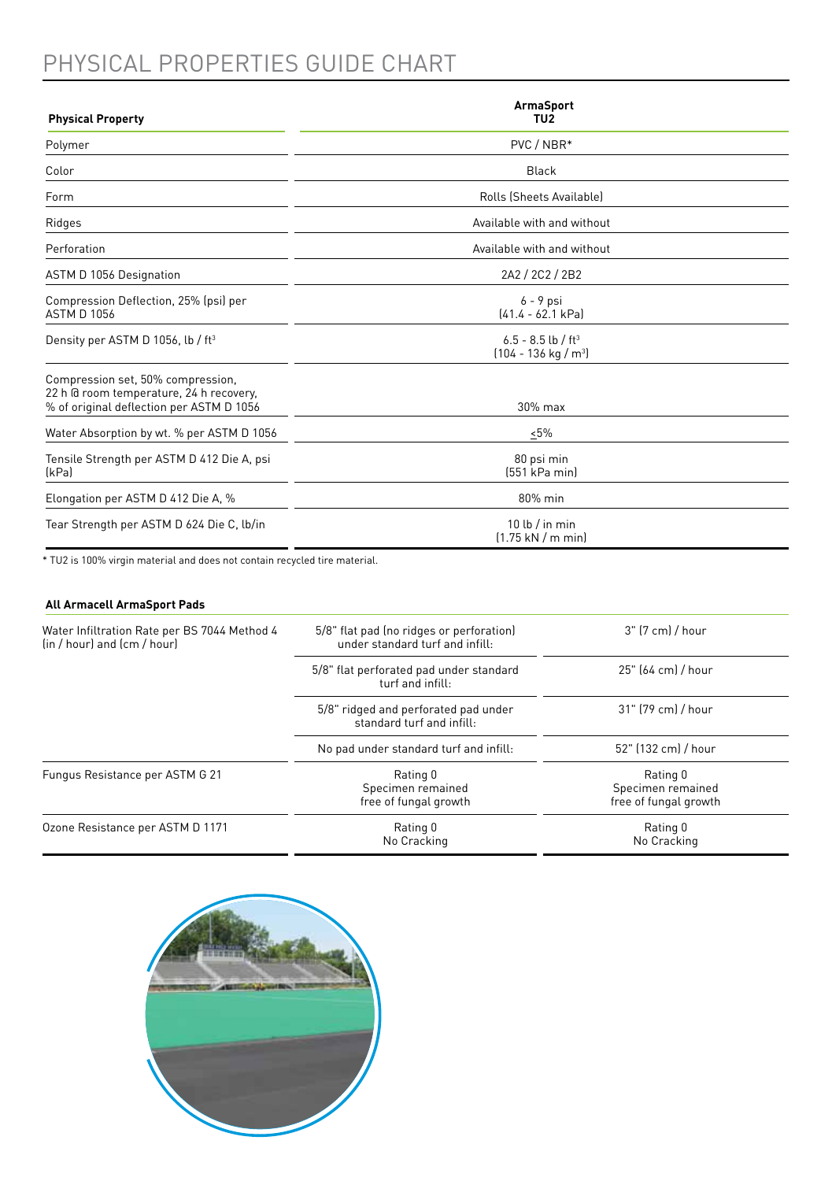# PHYSICAL PROPERTIES GUIDE CHART

| Physical Property | ArmaSport TU2 |
|---|---|
| Polymer | PVC / NBR* |
| Color | Black |
| Form | Rolls (Sheets Available) |
| Ridges | Available with and without |
| Perforation | Available with and without |
| ASTM D 1056 Designation | 2A2 / 2C2 / 2B2 |
| Compression Deflection, 25% (psi) per ASTM D 1056 | 6 - 9 psi (41.4 - 62.1 kPa) |
| Density per ASTM D 1056, lb / ft³ | 6.5 - 8.5 lb / ft³ (104 - 136 kg / m³) |
| Compression set, 50% compression, 22 h @ room temperature, 24 h recovery, % of original deflection per ASTM D 1056 | 30% max |
| Water Absorption by wt. % per ASTM D 1056 | ≤5% |
| Tensile Strength per ASTM D 412 Die A, psi (kPa) | 80 psi min (551 kPa min) |
| Elongation per ASTM D 412 Die A, % | 80% min |
| Tear Strength per ASTM D 624 Die C, lb/in | 10 lb / in min (1.75 kN / m min) |

* TU2 is 100% virgin material and does not contain recycled tire material.

**All Armacell ArmaSport Pads**

| | | |
|---|---|---|
| Water Infiltration Rate per BS 7044 Method 4 (in / hour) and (cm / hour) | 5/8" flat pad (no ridges or perforation) under standard turf and infill: | 3" (7 cm) / hour |
| | 5/8" flat perforated pad under standard turf and infill: | 25" (64 cm) / hour |
| | 5/8" ridged and perforated pad under standard turf and infill: | 31" (79 cm) / hour |
| | No pad under standard turf and infill: | 52" (132 cm) / hour |
| Fungus Resistance per ASTM G 21 | Rating 0 Specimen remained free of fungal growth | Rating 0 Specimen remained free of fungal growth |
| Ozone Resistance per ASTM D 1171 | Rating 0 No Cracking | Rating 0 No Cracking |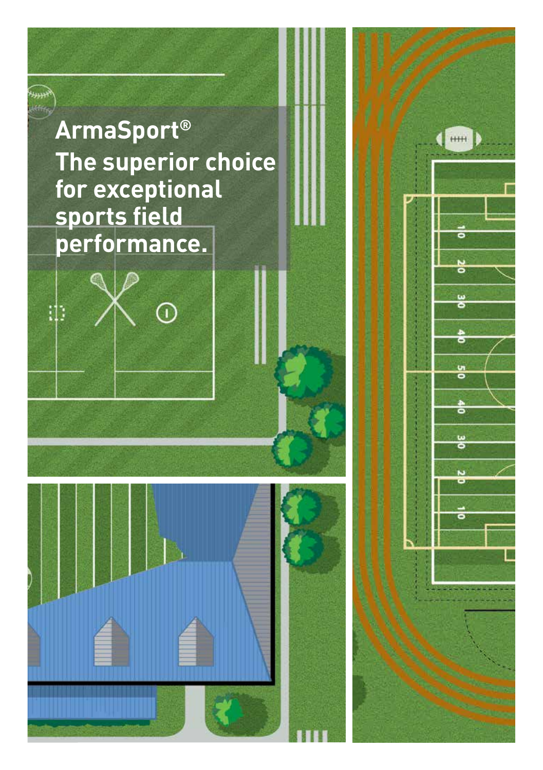# ArmaSport®

## The superior choice for exceptional sports field performance.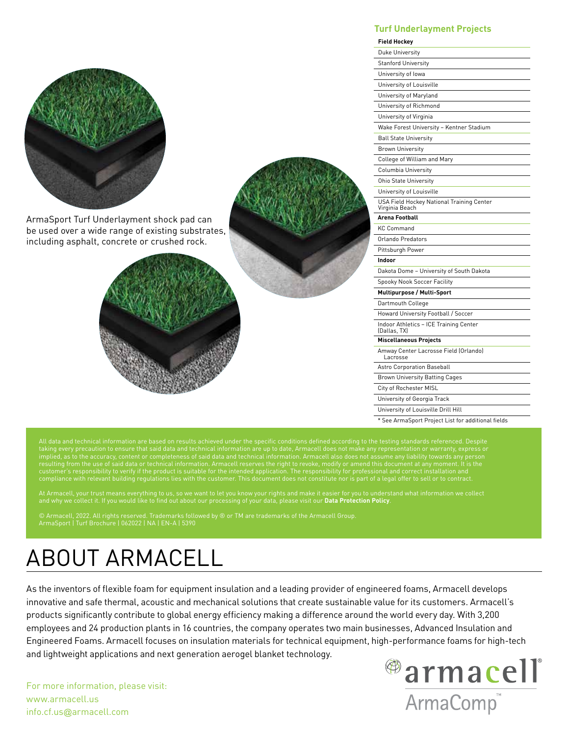ArmaSport Turf Underlayment shock pad can be used over a wide range of existing substrates, including asphalt, concrete or crushed rock.

## Turf Underlayment Projects

| |
|---|
| **Field Hockey** |
| Duke University |
| Stanford University |
| University of Iowa |
| University of Louisville |
| University of Maryland |
| University of Richmond |
| University of Virginia |
| Wake Forest University – Kentner Stadium |
| Ball State University |
| Brown University |
| College of William and Mary |
| Columbia University |
| Ohio State University |
| University of Louisville |
| USA Field Hockey National Training Center Virginia Beach |
| **Arena Football** |
| KC Command |
| Orlando Predators |
| Pittsburgh Power |
| **Indoor** |
| Dakota Dome – University of South Dakota |
| Spooky Nook Soccer Facility |
| **Multipurpose / Multi-Sport** |
| Dartmouth College |
| Howard University Football / Soccer |
| Indoor Athletics – ICE Training Center (Dallas, TX) |
| **Miscellaneous Projects** |
| Amway Center Lacrosse Field (Orlando) Lacrosse |
| Astro Corporation Baseball |
| Brown University Batting Cages |
| City of Rochester MISL |
| University of Georgia Track |
| University of Louisville Drill Hill |

* See ArmaSport Project List for additional fields

All data and technical information are based on results achieved under the specific conditions defined according to the testing standards referenced. Despite taking every precaution to ensure that said data and technical information are up to date, Armacell does not make any representation or warranty, express or implied, as to the accuracy, content or completeness of said data and technical information. Armacell also does not assume any liability towards any person resulting from the use of said data or technical information. Armacell reserves the right to revoke, modify or amend this document at any moment. It is the customer's responsibility to verify if the product is suitable for the intended application. The responsibility for professional and correct installation and compliance with relevant building regulations lies with the customer. This document does not constitute nor is part of a legal offer to sell or to contract.

At Armacell, your trust means everything to us, so we want to let you know your rights and make it easier for you to understand what information we collect and why we collect it. If you would like to find out about our processing of your data, please visit our **Data Protection Policy**.

© Armacell, 2022. All rights reserved. Trademarks followed by ® or TM are trademarks of the Armacell Group.
ArmaSport | Turf Brochure | 062022 | NA | EN-A | 5390

# ABOUT ARMACELL

As the inventors of flexible foam for equipment insulation and a leading provider of engineered foams, Armacell develops innovative and safe thermal, acoustic and mechanical solutions that create sustainable value for its customers. Armacell's products significantly contribute to global energy efficiency making a difference around the world every day. With 3,200 employees and 24 production plants in 16 countries, the company operates two main businesses, Advanced Insulation and Engineered Foams. Armacell focuses on insulation materials for technical equipment, high-performance foams for high-tech and lightweight applications and next generation aerogel blanket technology.

For more information, please visit:
www.armacell.us
info.cf.us@armacell.com

armacell®
ArmaComp™